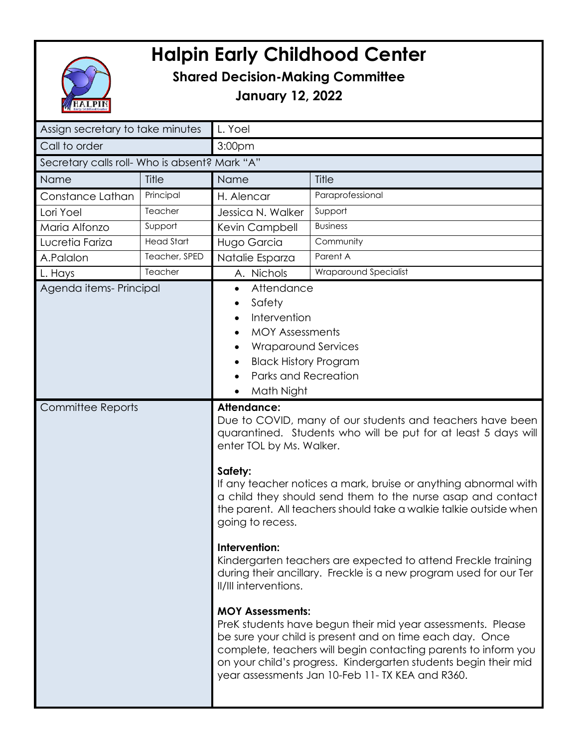# Halpin Early Childhood Center

## Shared Decision-Making Committee

## January 12, 2022

| | | | |
|---|---|---|---|
| Assign secretary to take minutes | | L. Yoel | |
| Call to order | | 3:00pm | |
| Secretary calls roll- Who is absent? Mark "A" | | | |
| Name | Title | Name | Title |
| Constance Lathan | Principal | H. Alencar | Paraprofessional |
| Lori Yoel | Teacher | Jessica N. Walker | Support |
| Maria Alfonzo | Support | Kevin Campbell | Business |
| Lucretia Fariza | Head Start | Hugo Garcia | Community |
| A.Palalon | Teacher, SPED | Natalie Esparza | Parent A |
| L. Hays | Teacher | A. Nichols | Wraparound Specialist |

**Agenda items- Principal**

- Attendance
- Safety
- Intervention
- MOY Assessments
- Wraparound Services
- Black History Program
- Parks and Recreation
- Math Night

**Committee Reports**

**Attendance:**
Due to COVID, many of our students and teachers have been quarantined. Students who will be put for at least 5 days will enter TOL by Ms. Walker.

**Safety:**
If any teacher notices a mark, bruise or anything abnormal with a child they should send them to the nurse asap and contact the parent. All teachers should take a walkie talkie outside when going to recess.

**Intervention:**
Kindergarten teachers are expected to attend Freckle training during their ancillary. Freckle is a new program used for our Ter II/III interventions.

**MOY Assessments:**
PreK students have begun their mid year assessments. Please be sure your child is present and on time each day. Once complete, teachers will begin contacting parents to inform you on your child's progress. Kindergarten students begin their mid year assessments Jan 10-Feb 11- TX KEA and R360.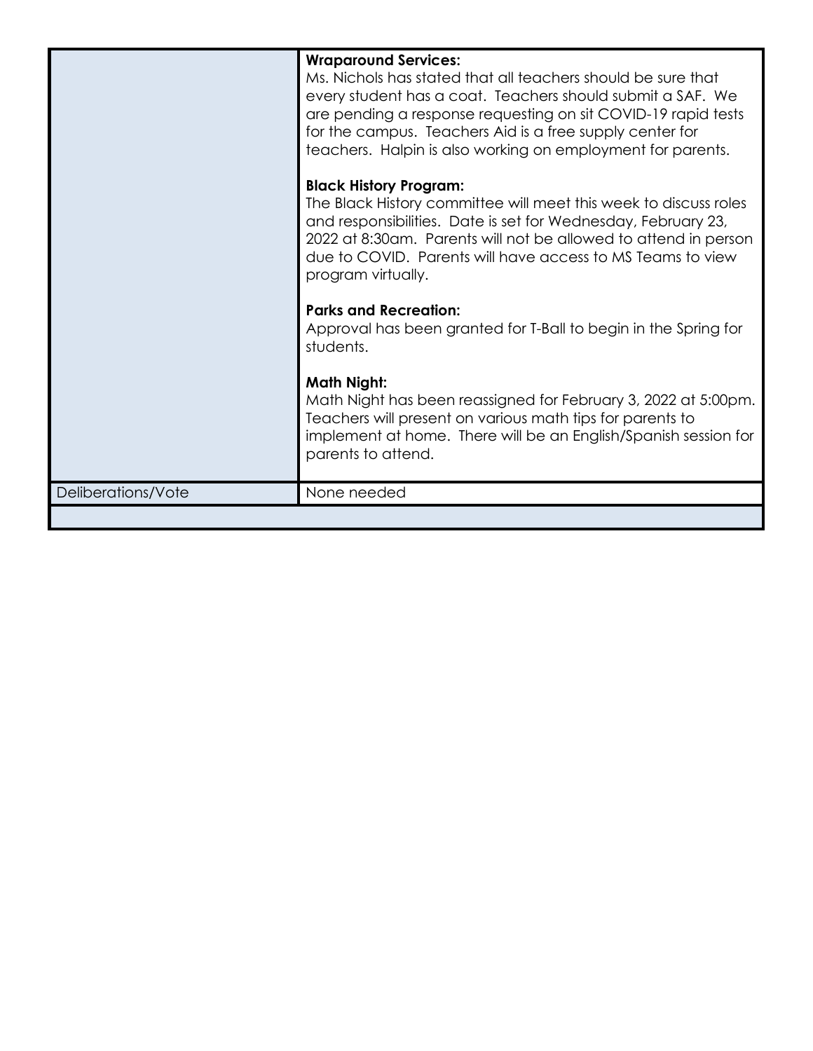| | |
|---|---|
| | **Wraparound Services:**<br>Ms. Nichols has stated that all teachers should be sure that every student has a coat. Teachers should submit a SAF. We are pending a response requesting on sit COVID-19 rapid tests for the campus. Teachers Aid is a free supply center for teachers. Halpin is also working on employment for parents.<br><br>**Black History Program:**<br>The Black History committee will meet this week to discuss roles and responsibilities. Date is set for Wednesday, February 23, 2022 at 8:30am. Parents will not be allowed to attend in person due to COVID. Parents will have access to MS Teams to view program virtually.<br><br>**Parks and Recreation:**<br>Approval has been granted for T-Ball to begin in the Spring for students.<br><br>**Math Night:**<br>Math Night has been reassigned for February 3, 2022 at 5:00pm. Teachers will present on various math tips for parents to implement at home. There will be an English/Spanish session for parents to attend. |
| Deliberations/Vote | None needed |
| | |